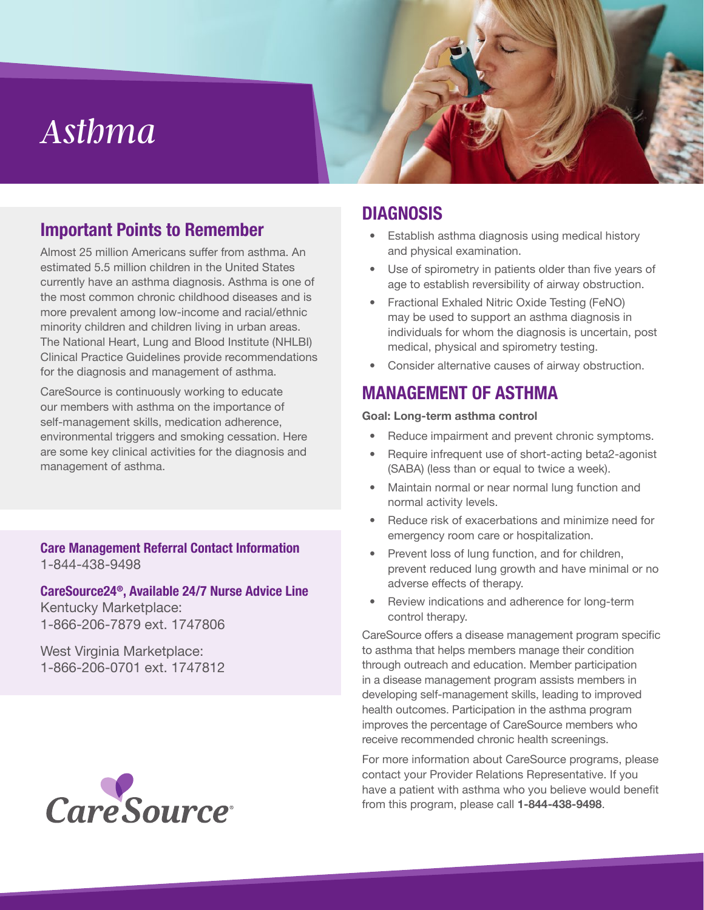# Asthma

## Important Points to Remember

Almost 25 million Americans suffer from asthma. An estimated 5.5 million children in the United States currently have an asthma diagnosis. Asthma is one of the most common chronic childhood diseases and is more prevalent among low-income and racial/ethnic minority children and children living in urban areas. The National Heart, Lung and Blood Institute (NHLBI) Clinical Practice Guidelines provide recommendations for the diagnosis and management of asthma.

CareSource is continuously working to educate our members with asthma on the importance of self-management skills, medication adherence, environmental triggers and smoking cessation. Here are some key clinical activities for the diagnosis and management of asthma.

**Care Management Referral Contact Information**
1-844-438-9498

**CareSource24®, Available 24/7 Nurse Advice Line**
Kentucky Marketplace:
1-866-206-7879 ext. 1747806

West Virginia Marketplace:
1-866-206-0701 ext. 1747812

CareSource

## DIAGNOSIS

- Establish asthma diagnosis using medical history and physical examination.
- Use of spirometry in patients older than five years of age to establish reversibility of airway obstruction.
- Fractional Exhaled Nitric Oxide Testing (FeNO) may be used to support an asthma diagnosis in individuals for whom the diagnosis is uncertain, post medical, physical and spirometry testing.
- Consider alternative causes of airway obstruction.

## MANAGEMENT OF ASTHMA

**Goal: Long-term asthma control**

- Reduce impairment and prevent chronic symptoms.
- Require infrequent use of short-acting beta2-agonist (SABA) (less than or equal to twice a week).
- Maintain normal or near normal lung function and normal activity levels.
- Reduce risk of exacerbations and minimize need for emergency room care or hospitalization.
- Prevent loss of lung function, and for children, prevent reduced lung growth and have minimal or no adverse effects of therapy.
- Review indications and adherence for long-term control therapy.

CareSource offers a disease management program specific to asthma that helps members manage their condition through outreach and education. Member participation in a disease management program assists members in developing self-management skills, leading to improved health outcomes. Participation in the asthma program improves the percentage of CareSource members who receive recommended chronic health screenings.

For more information about CareSource programs, please contact your Provider Relations Representative. If you have a patient with asthma who you believe would benefit from this program, please call **1-844-438-9498**.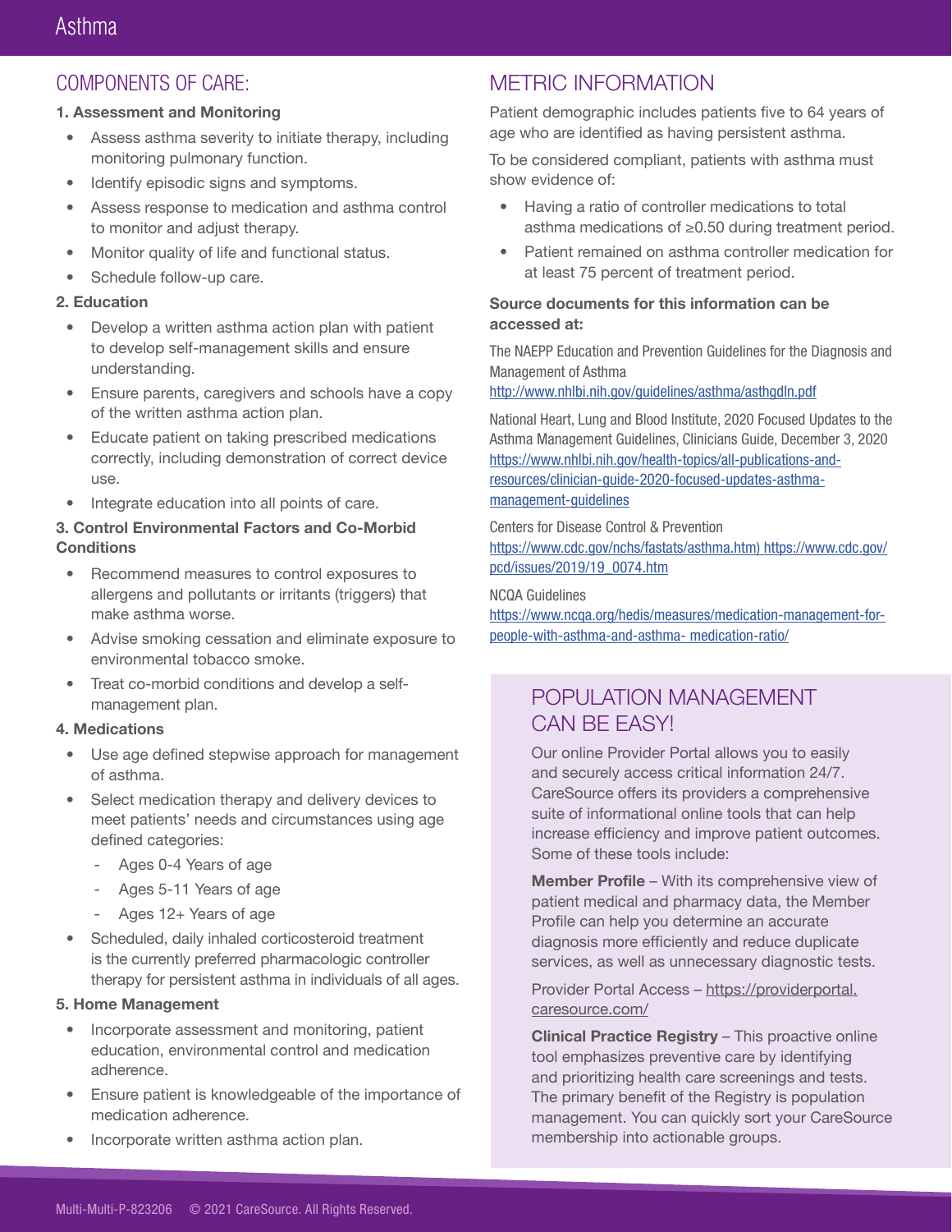# Asthma

## COMPONENTS OF CARE:

**1. Assessment and Monitoring**

- Assess asthma severity to initiate therapy, including monitoring pulmonary function.
- Identify episodic signs and symptoms.
- Assess response to medication and asthma control to monitor and adjust therapy.
- Monitor quality of life and functional status.
- Schedule follow-up care.

**2. Education**

- Develop a written asthma action plan with patient to develop self-management skills and ensure understanding.
- Ensure parents, caregivers and schools have a copy of the written asthma action plan.
- Educate patient on taking prescribed medications correctly, including demonstration of correct device use.
- Integrate education into all points of care.

**3. Control Environmental Factors and Co-Morbid Conditions**

- Recommend measures to control exposures to allergens and pollutants or irritants (triggers) that make asthma worse.
- Advise smoking cessation and eliminate exposure to environmental tobacco smoke.
- Treat co-morbid conditions and develop a self-management plan.

**4. Medications**

- Use age defined stepwise approach for management of asthma.
- Select medication therapy and delivery devices to meet patients' needs and circumstances using age defined categories:
  - Ages 0-4 Years of age
  - Ages 5-11 Years of age
  - Ages 12+ Years of age
- Scheduled, daily inhaled corticosteroid treatment is the currently preferred pharmacologic controller therapy for persistent asthma in individuals of all ages.

**5. Home Management**

- Incorporate assessment and monitoring, patient education, environmental control and medication adherence.
- Ensure patient is knowledgeable of the importance of medication adherence.
- Incorporate written asthma action plan.

## METRIC INFORMATION

Patient demographic includes patients five to 64 years of age who are identified as having persistent asthma.

To be considered compliant, patients with asthma must show evidence of:

- Having a ratio of controller medications to total asthma medications of ≥0.50 during treatment period.
- Patient remained on asthma controller medication for at least 75 percent of treatment period.

**Source documents for this information can be accessed at:**

The NAEPP Education and Prevention Guidelines for the Diagnosis and Management of Asthma
http://www.nhlbi.nih.gov/guidelines/asthma/asthgdln.pdf

National Heart, Lung and Blood Institute, 2020 Focused Updates to the Asthma Management Guidelines, Clinicians Guide, December 3, 2020
https://www.nhlbi.nih.gov/health-topics/all-publications-and-resources/clinician-guide-2020-focused-updates-asthma-management-guidelines

Centers for Disease Control & Prevention
https://www.cdc.gov/nchs/fastats/asthma.htm) https://www.cdc.gov/pcd/issues/2019/19_0074.htm

NCQA Guidelines
https://www.ncqa.org/hedis/measures/medication-management-for-people-with-asthma-and-asthma- medication-ratio/

## POPULATION MANAGEMENT CAN BE EASY!

Our online Provider Portal allows you to easily and securely access critical information 24/7. CareSource offers its providers a comprehensive suite of informational online tools that can help increase efficiency and improve patient outcomes. Some of these tools include:

**Member Profile** – With its comprehensive view of patient medical and pharmacy data, the Member Profile can help you determine an accurate diagnosis more efficiently and reduce duplicate services, as well as unnecessary diagnostic tests.

Provider Portal Access – https://providerportal.caresource.com/

**Clinical Practice Registry** – This proactive online tool emphasizes preventive care by identifying and prioritizing health care screenings and tests. The primary benefit of the Registry is population management. You can quickly sort your CareSource membership into actionable groups.

Multi-Multi-P-823206 © 2021 CareSource. All Rights Reserved.